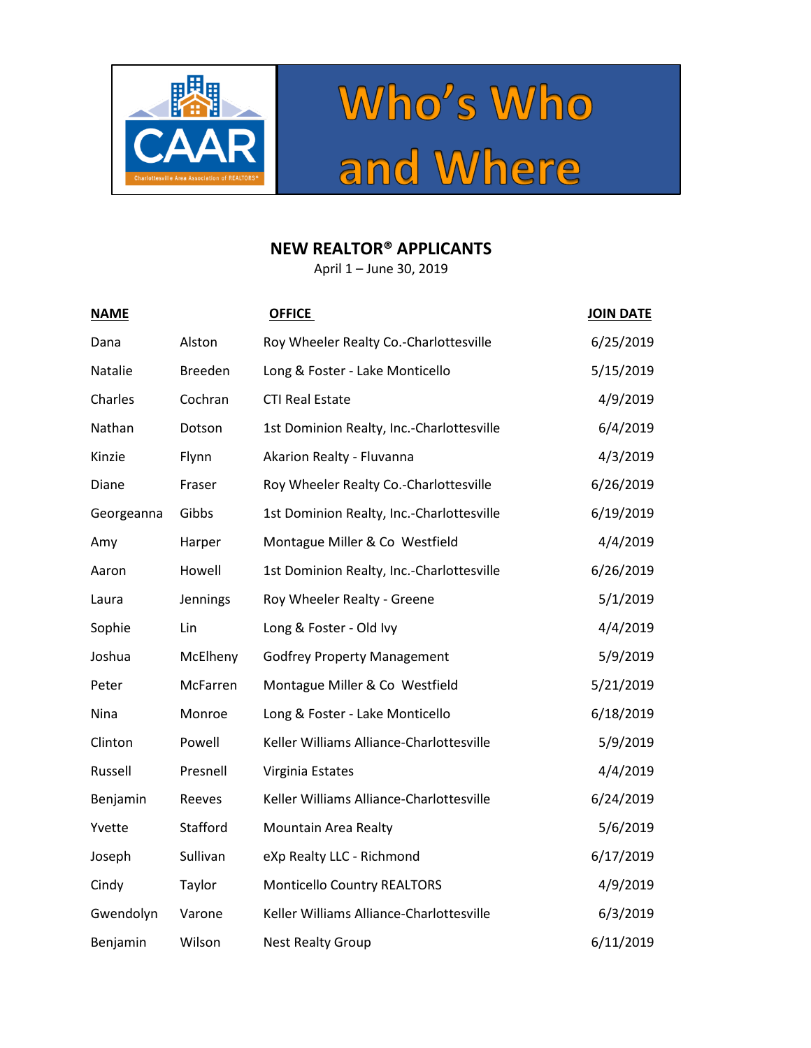# Who's Who and Where

CAAR — Charlottesville Area Association of REALTORS®

## NEW REALTOR® APPLICANTS

April 1 – June 30, 2019

| NAME | | OFFICE | JOIN DATE |
|---|---|---|---|
| Dana | Alston | Roy Wheeler Realty Co.-Charlottesville | 6/25/2019 |
| Natalie | Breeden | Long & Foster - Lake Monticello | 5/15/2019 |
| Charles | Cochran | CTI Real Estate | 4/9/2019 |
| Nathan | Dotson | 1st Dominion Realty, Inc.-Charlottesville | 6/4/2019 |
| Kinzie | Flynn | Akarion Realty - Fluvanna | 4/3/2019 |
| Diane | Fraser | Roy Wheeler Realty Co.-Charlottesville | 6/26/2019 |
| Georgeanna | Gibbs | 1st Dominion Realty, Inc.-Charlottesville | 6/19/2019 |
| Amy | Harper | Montague Miller & Co Westfield | 4/4/2019 |
| Aaron | Howell | 1st Dominion Realty, Inc.-Charlottesville | 6/26/2019 |
| Laura | Jennings | Roy Wheeler Realty - Greene | 5/1/2019 |
| Sophie | Lin | Long & Foster - Old Ivy | 4/4/2019 |
| Joshua | McElheny | Godfrey Property Management | 5/9/2019 |
| Peter | McFarren | Montague Miller & Co Westfield | 5/21/2019 |
| Nina | Monroe | Long & Foster - Lake Monticello | 6/18/2019 |
| Clinton | Powell | Keller Williams Alliance-Charlottesville | 5/9/2019 |
| Russell | Presnell | Virginia Estates | 4/4/2019 |
| Benjamin | Reeves | Keller Williams Alliance-Charlottesville | 6/24/2019 |
| Yvette | Stafford | Mountain Area Realty | 5/6/2019 |
| Joseph | Sullivan | eXp Realty LLC - Richmond | 6/17/2019 |
| Cindy | Taylor | Monticello Country REALTORS | 4/9/2019 |
| Gwendolyn | Varone | Keller Williams Alliance-Charlottesville | 6/3/2019 |
| Benjamin | Wilson | Nest Realty Group | 6/11/2019 |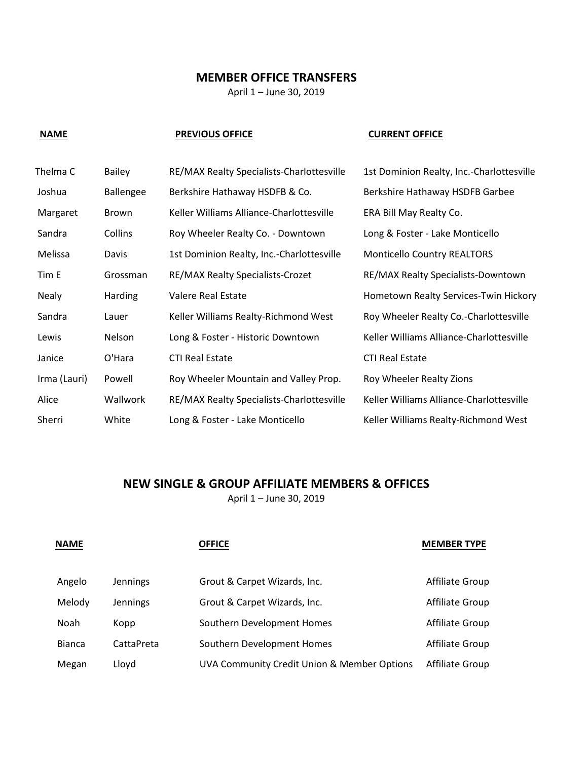## MEMBER OFFICE TRANSFERS

April 1 – June 30, 2019

| NAME | | PREVIOUS OFFICE | CURRENT OFFICE |
|---|---|---|---|
| Thelma C | Bailey | RE/MAX Realty Specialists-Charlottesville | 1st Dominion Realty, Inc.-Charlottesville |
| Joshua | Ballengee | Berkshire Hathaway HSDFB & Co. | Berkshire Hathaway HSDFB Garbee |
| Margaret | Brown | Keller Williams Alliance-Charlottesville | ERA Bill May Realty Co. |
| Sandra | Collins | Roy Wheeler Realty Co. - Downtown | Long & Foster - Lake Monticello |
| Melissa | Davis | 1st Dominion Realty, Inc.-Charlottesville | Monticello Country REALTORS |
| Tim E | Grossman | RE/MAX Realty Specialists-Crozet | RE/MAX Realty Specialists-Downtown |
| Nealy | Harding | Valere Real Estate | Hometown Realty Services-Twin Hickory |
| Sandra | Lauer | Keller Williams Realty-Richmond West | Roy Wheeler Realty Co.-Charlottesville |
| Lewis | Nelson | Long & Foster - Historic Downtown | Keller Williams Alliance-Charlottesville |
| Janice | O'Hara | CTI Real Estate | CTI Real Estate |
| Irma (Lauri) | Powell | Roy Wheeler Mountain and Valley Prop. | Roy Wheeler Realty Zions |
| Alice | Wallwork | RE/MAX Realty Specialists-Charlottesville | Keller Williams Alliance-Charlottesville |
| Sherri | White | Long & Foster - Lake Monticello | Keller Williams Realty-Richmond West |

## NEW SINGLE & GROUP AFFILIATE MEMBERS & OFFICES

April 1 – June 30, 2019

| NAME | | OFFICE | MEMBER TYPE |
|---|---|---|---|
| Angelo | Jennings | Grout & Carpet Wizards, Inc. | Affiliate Group |
| Melody | Jennings | Grout & Carpet Wizards, Inc. | Affiliate Group |
| Noah | Kopp | Southern Development Homes | Affiliate Group |
| Bianca | CattaPreta | Southern Development Homes | Affiliate Group |
| Megan | Lloyd | UVA Community Credit Union & Member Options | Affiliate Group |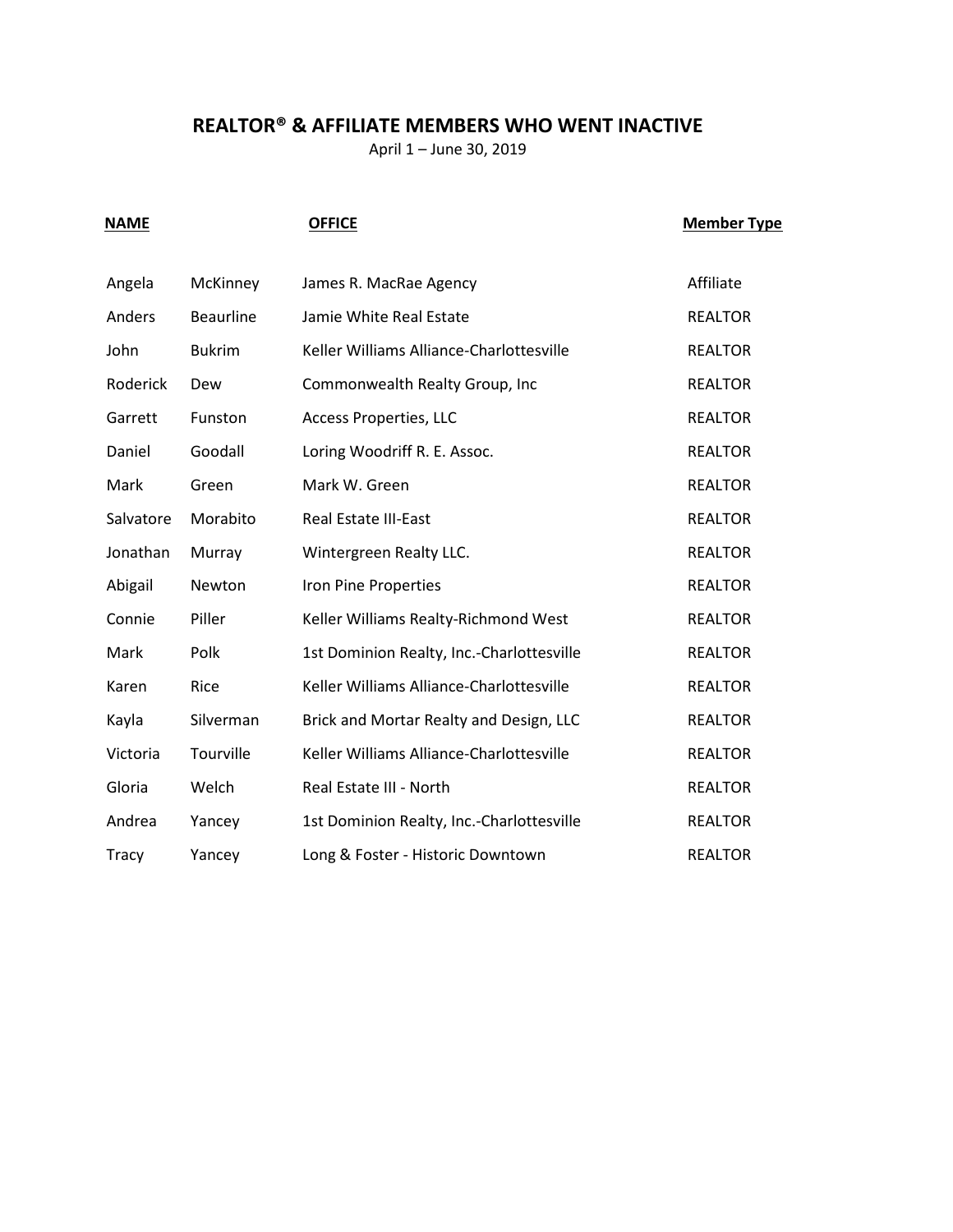# REALTOR® & AFFILIATE MEMBERS WHO WENT INACTIVE

April 1 – June 30, 2019

| NAME | | OFFICE | Member Type |
|---|---|---|---|
| Angela | McKinney | James R. MacRae Agency | Affiliate |
| Anders | Beaurline | Jamie White Real Estate | REALTOR |
| John | Bukrim | Keller Williams Alliance-Charlottesville | REALTOR |
| Roderick | Dew | Commonwealth Realty Group, Inc | REALTOR |
| Garrett | Funston | Access Properties, LLC | REALTOR |
| Daniel | Goodall | Loring Woodriff R. E. Assoc. | REALTOR |
| Mark | Green | Mark W. Green | REALTOR |
| Salvatore | Morabito | Real Estate III-East | REALTOR |
| Jonathan | Murray | Wintergreen Realty LLC. | REALTOR |
| Abigail | Newton | Iron Pine Properties | REALTOR |
| Connie | Piller | Keller Williams Realty-Richmond West | REALTOR |
| Mark | Polk | 1st Dominion Realty, Inc.-Charlottesville | REALTOR |
| Karen | Rice | Keller Williams Alliance-Charlottesville | REALTOR |
| Kayla | Silverman | Brick and Mortar Realty and Design, LLC | REALTOR |
| Victoria | Tourville | Keller Williams Alliance-Charlottesville | REALTOR |
| Gloria | Welch | Real Estate III - North | REALTOR |
| Andrea | Yancey | 1st Dominion Realty, Inc.-Charlottesville | REALTOR |
| Tracy | Yancey | Long & Foster - Historic Downtown | REALTOR |